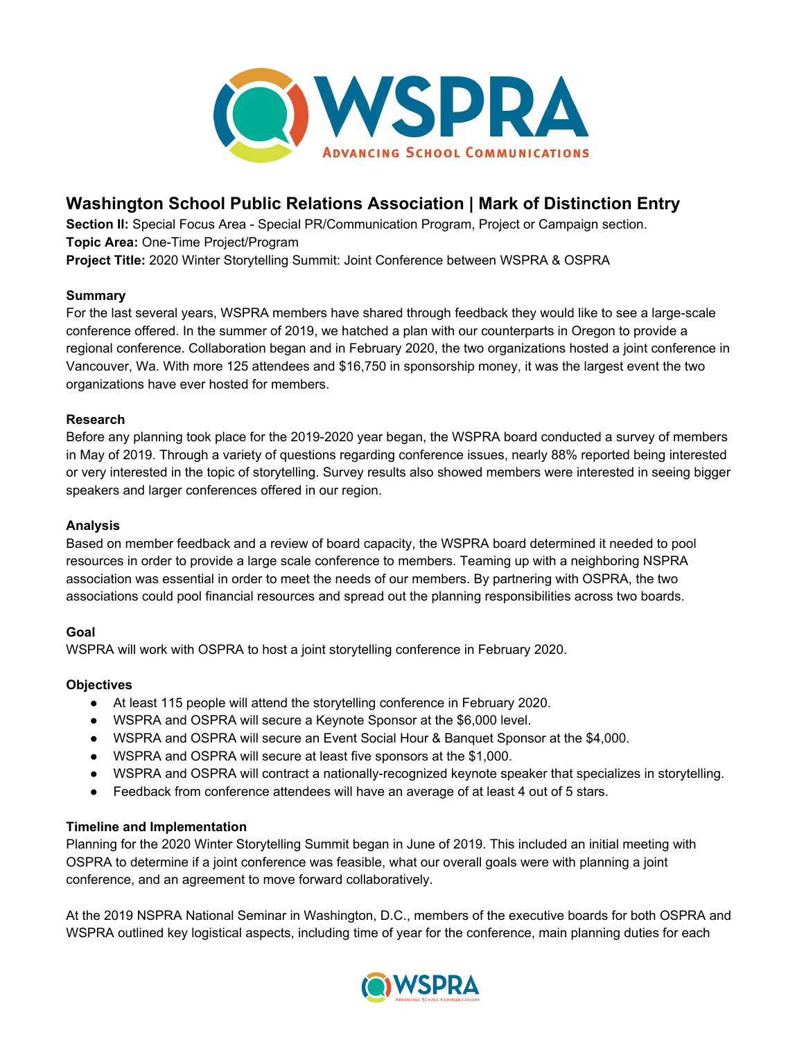# Washington School Public Relations Association | Mark of Distinction Entry

**Section II:** Special Focus Area - Special PR/Communication Program, Project or Campaign section.
**Topic Area:** One-Time Project/Program
**Project Title:** 2020 Winter Storytelling Summit: Joint Conference between WSPRA & OSPRA

### Summary

For the last several years, WSPRA members have shared through feedback they would like to see a large-scale conference offered. In the summer of 2019, we hatched a plan with our counterparts in Oregon to provide a regional conference. Collaboration began and in February 2020, the two organizations hosted a joint conference in Vancouver, Wa. With more 125 attendees and $16,750 in sponsorship money, it was the largest event the two organizations have ever hosted for members.

### Research

Before any planning took place for the 2019-2020 year began, the WSPRA board conducted a survey of members in May of 2019. Through a variety of questions regarding conference issues, nearly 88% reported being interested or very interested in the topic of storytelling. Survey results also showed members were interested in seeing bigger speakers and larger conferences offered in our region.

### Analysis

Based on member feedback and a review of board capacity, the WSPRA board determined it needed to pool resources in order to provide a large scale conference to members. Teaming up with a neighboring NSPRA association was essential in order to meet the needs of our members. By partnering with OSPRA, the two associations could pool financial resources and spread out the planning responsibilities across two boards.

### Goal

WSPRA will work with OSPRA to host a joint storytelling conference in February 2020.

### Objectives

- At least 115 people will attend the storytelling conference in February 2020.
- WSPRA and OSPRA will secure a Keynote Sponsor at the $6,000 level.
- WSPRA and OSPRA will secure an Event Social Hour & Banquet Sponsor at the $4,000.
- WSPRA and OSPRA will secure at least five sponsors at the $1,000.
- WSPRA and OSPRA will contract a nationally-recognized keynote speaker that specializes in storytelling.
- Feedback from conference attendees will have an average of at least 4 out of 5 stars.

### Timeline and Implementation

Planning for the 2020 Winter Storytelling Summit began in June of 2019. This included an initial meeting with OSPRA to determine if a joint conference was feasible, what our overall goals were with planning a joint conference, and an agreement to move forward collaboratively.

At the 2019 NSPRA National Seminar in Washington, D.C., members of the executive boards for both OSPRA and WSPRA outlined key logistical aspects, including time of year for the conference, main planning duties for each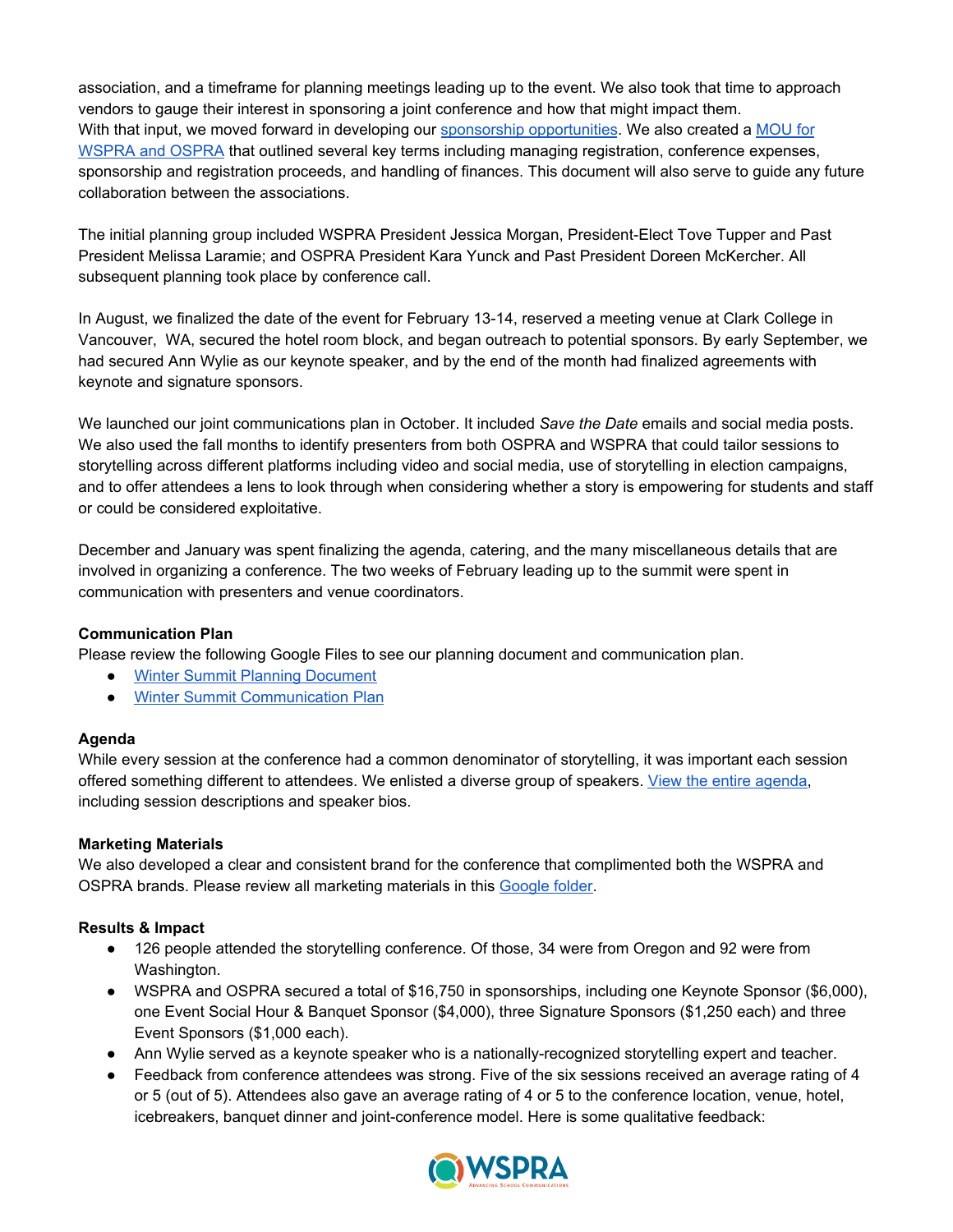association, and a timeframe for planning meetings leading up to the event. We also took that time to approach vendors to gauge their interest in sponsoring a joint conference and how that might impact them.
With that input, we moved forward in developing our sponsorship opportunities. We also created a MOU for WSPRA and OSPRA that outlined several key terms including managing registration, conference expenses, sponsorship and registration proceeds, and handling of finances. This document will also serve to guide any future collaboration between the associations.

The initial planning group included WSPRA President Jessica Morgan, President-Elect Tove Tupper and Past President Melissa Laramie; and OSPRA President Kara Yunck and Past President Doreen McKercher. All subsequent planning took place by conference call.

In August, we finalized the date of the event for February 13-14, reserved a meeting venue at Clark College in Vancouver, WA, secured the hotel room block, and began outreach to potential sponsors. By early September, we had secured Ann Wylie as our keynote speaker, and by the end of the month had finalized agreements with keynote and signature sponsors.

We launched our joint communications plan in October. It included *Save the Date* emails and social media posts. We also used the fall months to identify presenters from both OSPRA and WSPRA that could tailor sessions to storytelling across different platforms including video and social media, use of storytelling in election campaigns, and to offer attendees a lens to look through when considering whether a story is empowering for students and staff or could be considered exploitative.

December and January was spent finalizing the agenda, catering, and the many miscellaneous details that are involved in organizing a conference. The two weeks of February leading up to the summit were spent in communication with presenters and venue coordinators.

**Communication Plan**
Please review the following Google Files to see our planning document and communication plan.

- Winter Summit Planning Document
- Winter Summit Communication Plan

**Agenda**
While every session at the conference had a common denominator of storytelling, it was important each session offered something different to attendees. We enlisted a diverse group of speakers. View the entire agenda, including session descriptions and speaker bios.

**Marketing Materials**
We also developed a clear and consistent brand for the conference that complimented both the WSPRA and OSPRA brands. Please review all marketing materials in this Google folder.

**Results & Impact**

- 126 people attended the storytelling conference. Of those, 34 were from Oregon and 92 were from Washington.
- WSPRA and OSPRA secured a total of $16,750 in sponsorships, including one Keynote Sponsor ($6,000), one Event Social Hour & Banquet Sponsor ($4,000), three Signature Sponsors ($1,250 each) and three Event Sponsors ($1,000 each).
- Ann Wylie served as a keynote speaker who is a nationally-recognized storytelling expert and teacher.
- Feedback from conference attendees was strong. Five of the six sessions received an average rating of 4 or 5 (out of 5). Attendees also gave an average rating of 4 or 5 to the conference location, venue, hotel, icebreakers, banquet dinner and joint-conference model. Here is some qualitative feedback: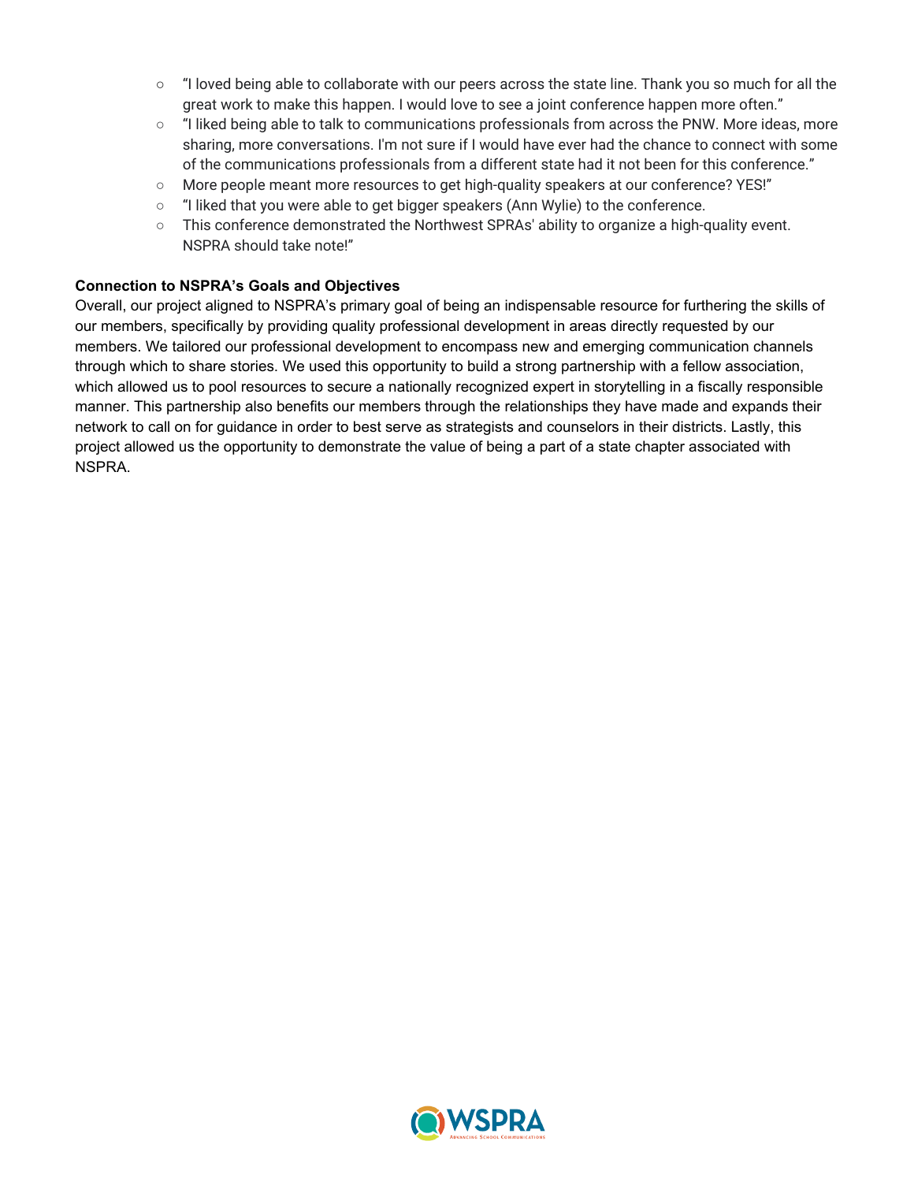- "I loved being able to collaborate with our peers across the state line. Thank you so much for all the great work to make this happen. I would love to see a joint conference happen more often."
- "I liked being able to talk to communications professionals from across the PNW. More ideas, more sharing, more conversations. I'm not sure if I would have ever had the chance to connect with some of the communications professionals from a different state had it not been for this conference."
- More people meant more resources to get high-quality speakers at our conference? YES!"
- "I liked that you were able to get bigger speakers (Ann Wylie) to the conference.
- This conference demonstrated the Northwest SPRAs' ability to organize a high-quality event. NSPRA should take note!"

**Connection to NSPRA's Goals and Objectives**

Overall, our project aligned to NSPRA's primary goal of being an indispensable resource for furthering the skills of our members, specifically by providing quality professional development in areas directly requested by our members. We tailored our professional development to encompass new and emerging communication channels through which to share stories. We used this opportunity to build a strong partnership with a fellow association, which allowed us to pool resources to secure a nationally recognized expert in storytelling in a fiscally responsible manner. This partnership also benefits our members through the relationships they have made and expands their network to call on for guidance in order to best serve as strategists and counselors in their districts. Lastly, this project allowed us the opportunity to demonstrate the value of being a part of a state chapter associated with NSPRA.